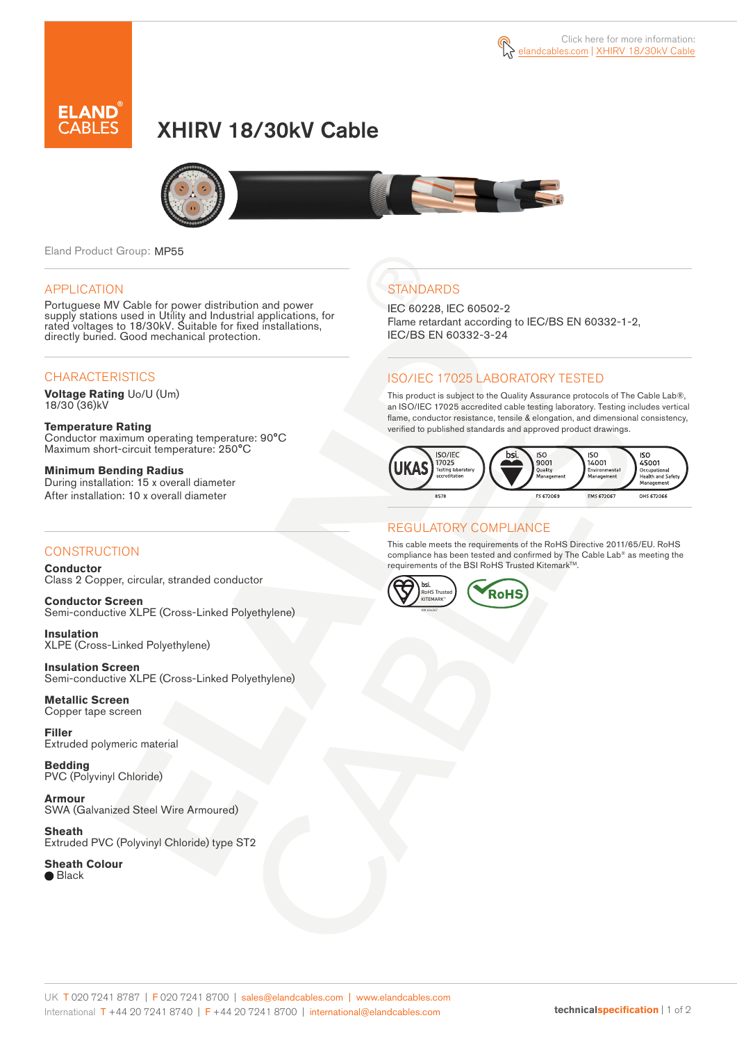Click here for more information: elandcables.com | XHIRV 18/30kV Cable

# XHIRV 18/30kV Cable

Eland Product Group: MP55

## APPLICATION

Portuguese MV Cable for power distribution and power supply stations used in Utility and Industrial applications, for rated voltages to 18/30kV. Suitable for fixed installations, directly buried. Good mechanical protection.

## CHARACTERISTICS

**Voltage Rating** Uo/U (Um)
18/30 (36)kV

**Temperature Rating**
Conductor maximum operating temperature: 90°C
Maximum short-circuit temperature: 250°C

**Minimum Bending Radius**
During installation: 15 x overall diameter
After installation: 10 x overall diameter

## CONSTRUCTION

**Conductor**
Class 2 Copper, circular, stranded conductor

**Conductor Screen**
Semi-conductive XLPE (Cross-Linked Polyethylene)

**Insulation**
XLPE (Cross-Linked Polyethylene)

**Insulation Screen**
Semi-conductive XLPE (Cross-Linked Polyethylene)

**Metallic Screen**
Copper tape screen

**Filler**
Extruded polymeric material

**Bedding**
PVC (Polyvinyl Chloride)

**Armour**
SWA (Galvanized Steel Wire Armoured)

**Sheath**
Extruded PVC (Polyvinyl Chloride) type ST2

**Sheath Colour**
● Black

## STANDARDS

IEC 60228, IEC 60502-2
Flame retardant according to IEC/BS EN 60332-1-2, IEC/BS EN 60332-3-24

## ISO/IEC 17025 LABORATORY TESTED

This product is subject to the Quality Assurance protocols of The Cable Lab®, an ISO/IEC 17025 accredited cable testing laboratory. Testing includes vertical flame, conductor resistance, tensile & elongation, and dimensional consistency, verified to published standards and approved product drawings.

UKAS ISO/IEC 17025 Testing laboratory accreditation 8578 | bsi. ISO 9001 Quality Management FS 672069 | ISO 14001 Environmental Management EMS 672067 | ISO 45001 Occupational Health and Safety Management OHS 672066

## REGULATORY COMPLIANCE

This cable meets the requirements of the RoHS Directive 2011/65/EU. RoHS compliance has been tested and confirmed by The Cable Lab® as meeting the requirements of the BSI RoHS Trusted Kitemark™.

bsi. RoHS Trusted KITEMARK™ | RoHS

UK T 020 7241 8787 | F 020 7241 8700 | sales@elandcables.com | www.elandcables.com
International T +44 20 7241 8740 | F +44 20 7241 8700 | international@elandcables.com

technicalspecification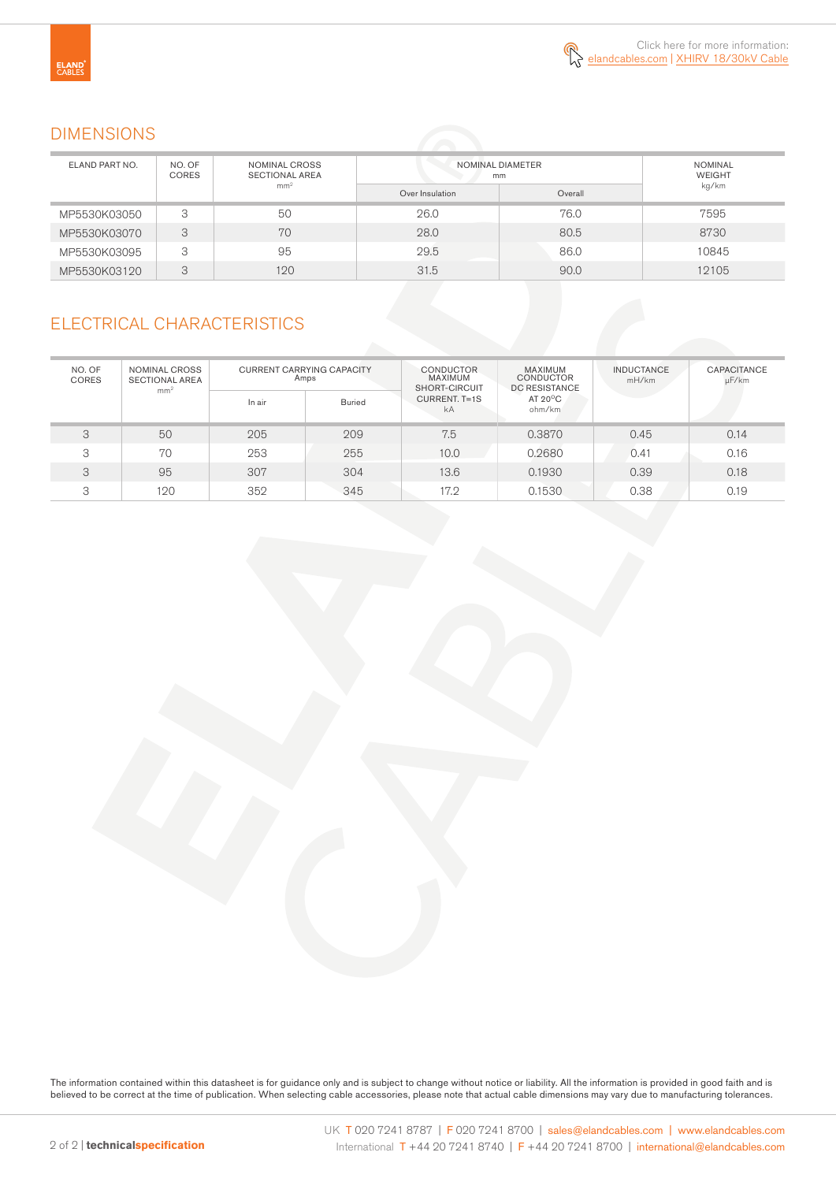Click here for more information: elandcables.com | XHIRV 18/30kV Cable

## DIMENSIONS

| ELAND PART NO. | NO. OF CORES | NOMINAL CROSS SECTIONAL AREA mm² | NOMINAL DIAMETER mm | | NOMINAL WEIGHT kg/km |
|---|---|---|---|---|---|
| | | | Over Insulation | Overall | |
| MP5530K03050 | 3 | 50 | 26.0 | 76.0 | 7595 |
| MP5530K03070 | 3 | 70 | 28.0 | 80.5 | 8730 |
| MP5530K03095 | 3 | 95 | 29.5 | 86.0 | 10845 |
| MP5530K03120 | 3 | 120 | 31.5 | 90.0 | 12105 |

## ELECTRICAL CHARACTERISTICS

| NO. OF CORES | NOMINAL CROSS SECTIONAL AREA mm² | CURRENT CARRYING CAPACITY Amps | | CONDUCTOR MAXIMUM SHORT-CIRCUIT CURRENT. T=1S kA | MAXIMUM CONDUCTOR DC RESISTANCE AT 20°C ohm/km | INDUCTANCE mH/km | CAPACITANCE µF/km |
|---|---|---|---|---|---|---|---|
| | | In air | Buried | | | | |
| 3 | 50 | 205 | 209 | 7.5 | 0.3870 | 0.45 | 0.14 |
| 3 | 70 | 253 | 255 | 10.0 | 0.2680 | 0.41 | 0.16 |
| 3 | 95 | 307 | 304 | 13.6 | 0.1930 | 0.39 | 0.18 |
| 3 | 120 | 352 | 345 | 17.2 | 0.1530 | 0.38 | 0.19 |

The information contained within this datasheet is for guidance only and is subject to change without notice or liability. All the information is provided in good faith and is believed to be correct at the time of publication. When selecting cable accessories, please note that actual cable dimensions may vary due to manufacturing tolerances.

UK T 020 7241 8787 | F 020 7241 8700 | sales@elandcables.com | www.elandcables.com
International T +44 20 7241 8740 | F +44 20 7241 8700 | international@elandcables.com